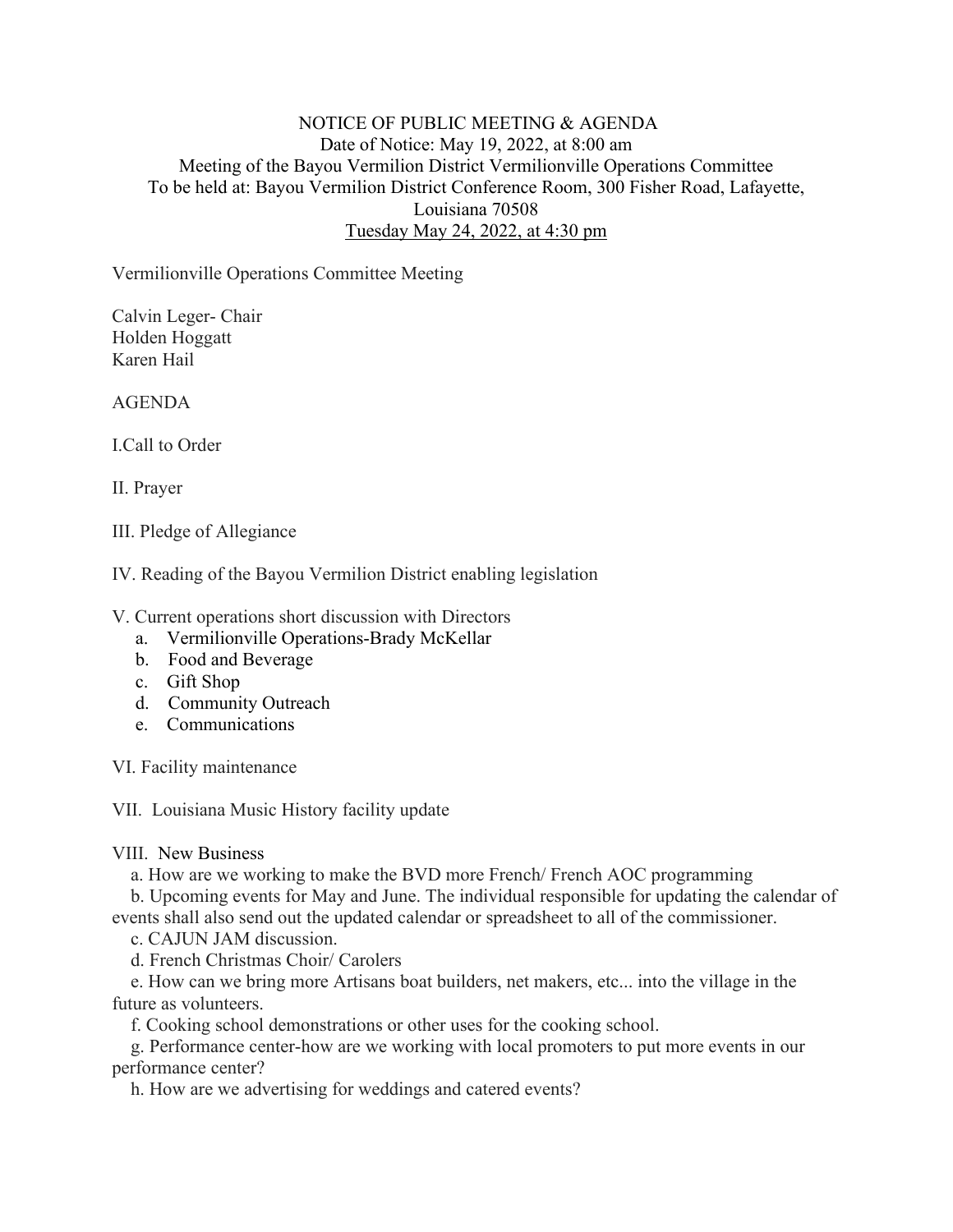NOTICE OF PUBLIC MEETING & AGENDA
Date of Notice: May 19, 2022, at 8:00 am
Meeting of the Bayou Vermilion District Vermilionville Operations Committee
To be held at: Bayou Vermilion District Conference Room, 300 Fisher Road, Lafayette, Louisiana 70508
Tuesday May 24, 2022, at 4:30 pm

Vermilionville Operations Committee Meeting

Calvin Leger- Chair
Holden Hoggatt
Karen Hail

AGENDA

I.Call to Order

II. Prayer

III. Pledge of Allegiance

IV. Reading of the Bayou Vermilion District enabling legislation

V. Current operations short discussion with Directors
  a. Vermilionville Operations-Brady McKellar
  b. Food and Beverage
  c. Gift Shop
  d. Community Outreach
  e. Communications

VI. Facility maintenance

VII. Louisiana Music History facility update

VIII. New Business
  a. How are we working to make the BVD more French/ French AOC programming
  b. Upcoming events for May and June. The individual responsible for updating the calendar of events shall also send out the updated calendar or spreadsheet to all of the commissioner.
  c. CAJUN JAM discussion.
  d. French Christmas Choir/ Carolers
  e. How can we bring more Artisans boat builders, net makers, etc... into the village in the future as volunteers.
  f. Cooking school demonstrations or other uses for the cooking school.
  g. Performance center-how are we working with local promoters to put more events in our performance center?
  h. How are we advertising for weddings and catered events?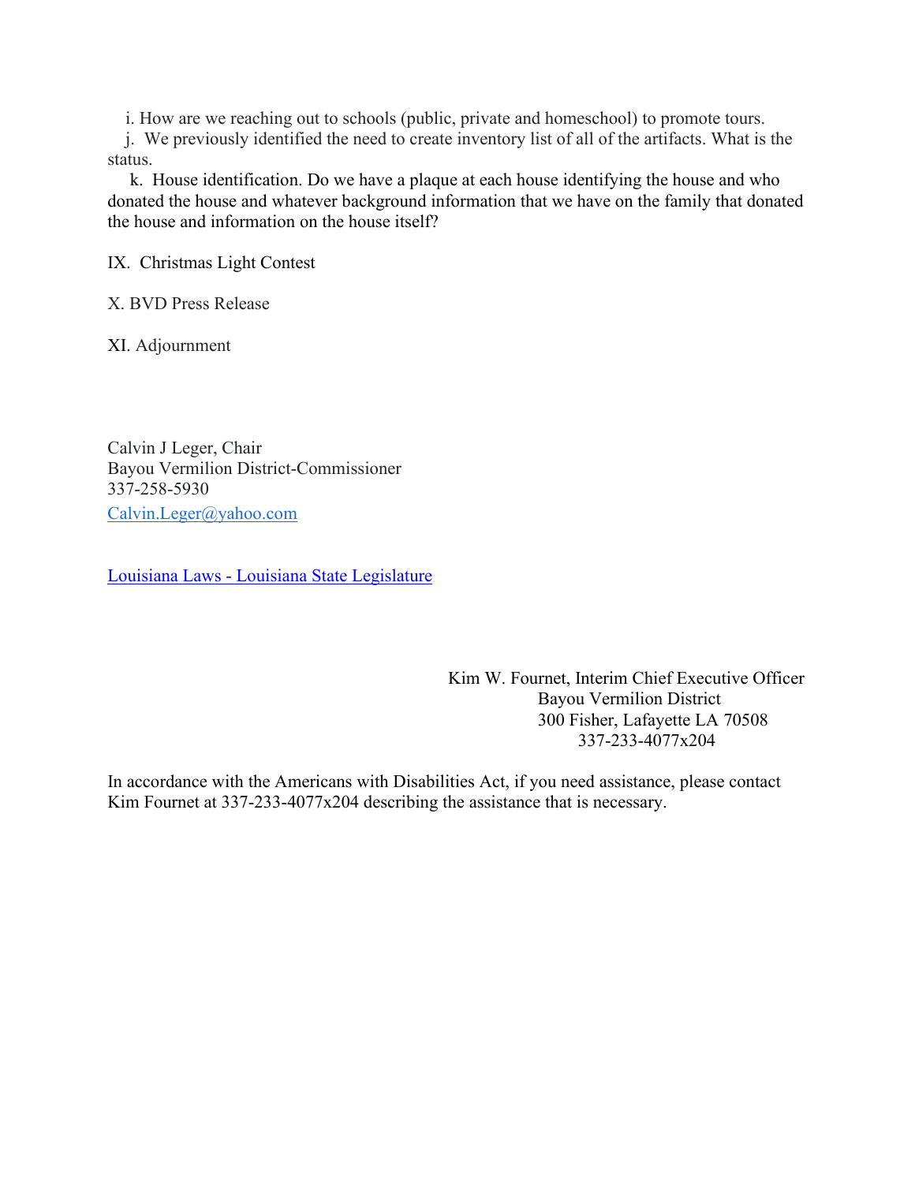i. How are we reaching out to schools (public, private and homeschool) to promote tours.

j. We previously identified the need to create inventory list of all of the artifacts. What is the status.

k. House identification. Do we have a plaque at each house identifying the house and who donated the house and whatever background information that we have on the family that donated the house and information on the house itself?

IX. Christmas Light Contest

X. BVD Press Release

XI. Adjournment

Calvin J Leger, Chair
Bayou Vermilion District-Commissioner
337-258-5930
Calvin.Leger@yahoo.com

Louisiana Laws - Louisiana State Legislature

Kim W. Fournet, Interim Chief Executive Officer
Bayou Vermilion District
300 Fisher, Lafayette LA 70508
337-233-4077x204

In accordance with the Americans with Disabilities Act, if you need assistance, please contact Kim Fournet at 337-233-4077x204 describing the assistance that is necessary.